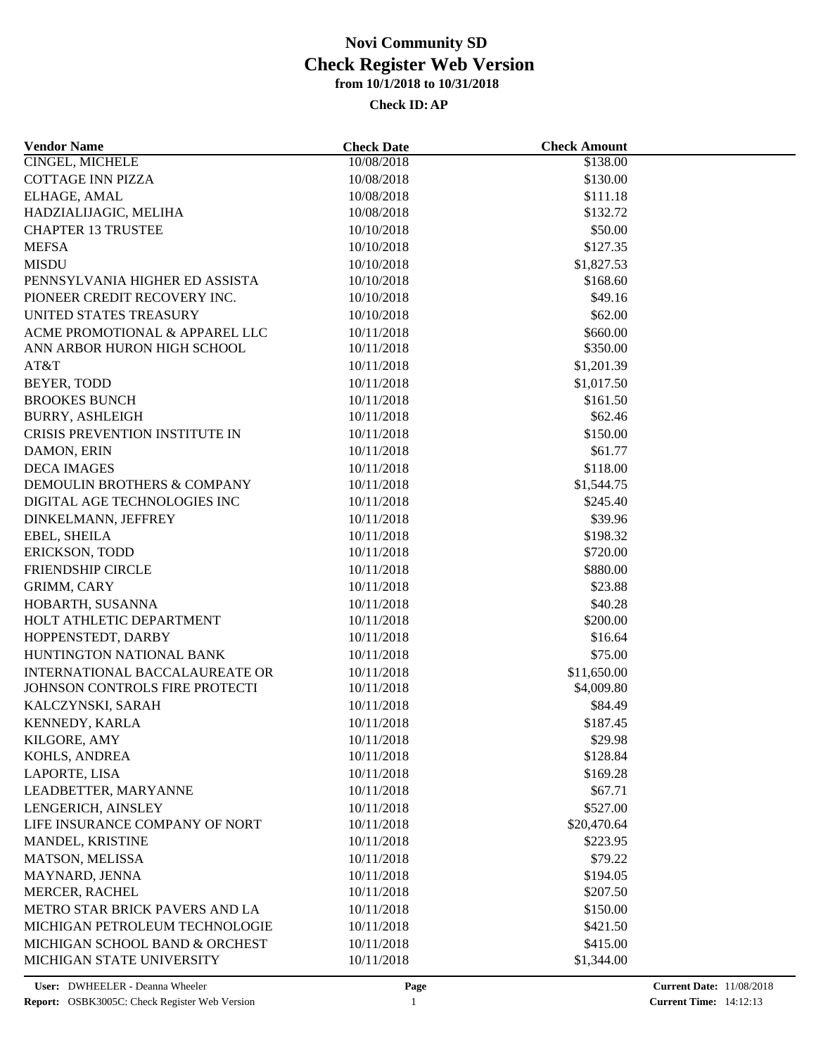# Novi Community SD
## Check Register Web Version
### from 10/1/2018 to 10/31/2018
#### Check ID: AP

| Vendor Name | Check Date | Check Amount |
|---|---|---|
| CINGEL, MICHELE | 10/08/2018 | $138.00 |
| COTTAGE INN PIZZA | 10/08/2018 | $130.00 |
| ELHAGE, AMAL | 10/08/2018 | $111.18 |
| HADZIALIJAGIC, MELIHA | 10/08/2018 | $132.72 |
| CHAPTER 13 TRUSTEE | 10/10/2018 | $50.00 |
| MEFSA | 10/10/2018 | $127.35 |
| MISDU | 10/10/2018 | $1,827.53 |
| PENNSYLVANIA HIGHER ED ASSISTA | 10/10/2018 | $168.60 |
| PIONEER CREDIT RECOVERY INC. | 10/10/2018 | $49.16 |
| UNITED STATES TREASURY | 10/10/2018 | $62.00 |
| ACME PROMOTIONAL & APPAREL LLC | 10/11/2018 | $660.00 |
| ANN ARBOR HURON HIGH SCHOOL | 10/11/2018 | $350.00 |
| AT&T | 10/11/2018 | $1,201.39 |
| BEYER, TODD | 10/11/2018 | $1,017.50 |
| BROOKES BUNCH | 10/11/2018 | $161.50 |
| BURRY, ASHLEIGH | 10/11/2018 | $62.46 |
| CRISIS PREVENTION INSTITUTE IN | 10/11/2018 | $150.00 |
| DAMON, ERIN | 10/11/2018 | $61.77 |
| DECA IMAGES | 10/11/2018 | $118.00 |
| DEMOULIN BROTHERS & COMPANY | 10/11/2018 | $1,544.75 |
| DIGITAL AGE TECHNOLOGIES INC | 10/11/2018 | $245.40 |
| DINKELMANN, JEFFREY | 10/11/2018 | $39.96 |
| EBEL, SHEILA | 10/11/2018 | $198.32 |
| ERICKSON, TODD | 10/11/2018 | $720.00 |
| FRIENDSHIP CIRCLE | 10/11/2018 | $880.00 |
| GRIMM, CARY | 10/11/2018 | $23.88 |
| HOBARTH, SUSANNA | 10/11/2018 | $40.28 |
| HOLT ATHLETIC DEPARTMENT | 10/11/2018 | $200.00 |
| HOPPENSTEDT, DARBY | 10/11/2018 | $16.64 |
| HUNTINGTON NATIONAL BANK | 10/11/2018 | $75.00 |
| INTERNATIONAL BACCALAUREATE OR | 10/11/2018 | $11,650.00 |
| JOHNSON CONTROLS FIRE PROTECTI | 10/11/2018 | $4,009.80 |
| KALCZYNSKI, SARAH | 10/11/2018 | $84.49 |
| KENNEDY, KARLA | 10/11/2018 | $187.45 |
| KILGORE, AMY | 10/11/2018 | $29.98 |
| KOHLS, ANDREA | 10/11/2018 | $128.84 |
| LAPORTE, LISA | 10/11/2018 | $169.28 |
| LEADBETTER, MARYANNE | 10/11/2018 | $67.71 |
| LENGERICH, AINSLEY | 10/11/2018 | $527.00 |
| LIFE INSURANCE COMPANY OF NORT | 10/11/2018 | $20,470.64 |
| MANDEL, KRISTINE | 10/11/2018 | $223.95 |
| MATSON, MELISSA | 10/11/2018 | $79.22 |
| MAYNARD, JENNA | 10/11/2018 | $194.05 |
| MERCER, RACHEL | 10/11/2018 | $207.50 |
| METRO STAR BRICK PAVERS AND LA | 10/11/2018 | $150.00 |
| MICHIGAN PETROLEUM TECHNOLOGIE | 10/11/2018 | $421.50 |
| MICHIGAN SCHOOL BAND & ORCHEST | 10/11/2018 | $415.00 |
| MICHIGAN STATE UNIVERSITY | 10/11/2018 | $1,344.00 |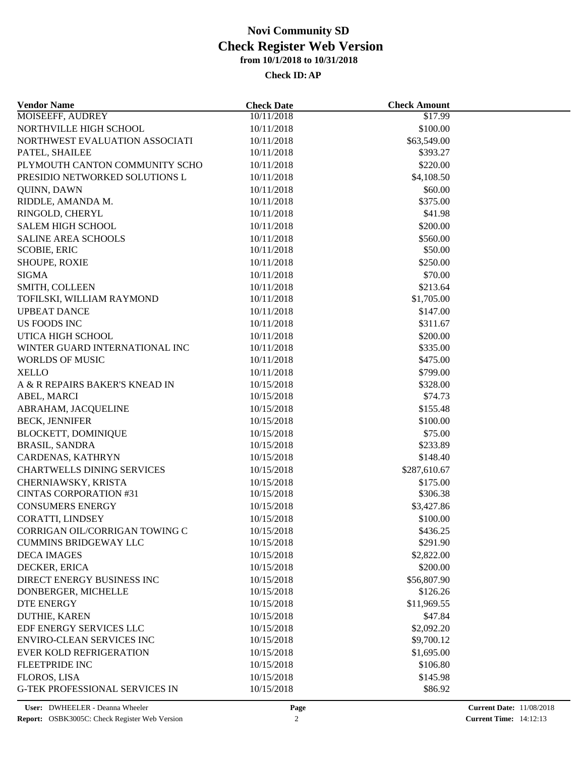# Novi Community SD
## Check Register Web Version
### from 10/1/2018 to 10/31/2018
**Check ID: AP**

| Vendor Name | Check Date | Check Amount |
|---|---|---|
| MOISEEFF, AUDREY | 10/11/2018 | $17.99 |
| NORTHVILLE HIGH SCHOOL | 10/11/2018 | $100.00 |
| NORTHWEST EVALUATION ASSOCIATI | 10/11/2018 | $63,549.00 |
| PATEL, SHAILEE | 10/11/2018 | $393.27 |
| PLYMOUTH CANTON COMMUNITY SCHO | 10/11/2018 | $220.00 |
| PRESIDIO NETWORKED SOLUTIONS L | 10/11/2018 | $4,108.50 |
| QUINN, DAWN | 10/11/2018 | $60.00 |
| RIDDLE, AMANDA M. | 10/11/2018 | $375.00 |
| RINGOLD, CHERYL | 10/11/2018 | $41.98 |
| SALEM HIGH SCHOOL | 10/11/2018 | $200.00 |
| SALINE AREA SCHOOLS | 10/11/2018 | $560.00 |
| SCOBIE, ERIC | 10/11/2018 | $50.00 |
| SHOUPE, ROXIE | 10/11/2018 | $250.00 |
| SIGMA | 10/11/2018 | $70.00 |
| SMITH, COLLEEN | 10/11/2018 | $213.64 |
| TOFILSKI, WILLIAM RAYMOND | 10/11/2018 | $1,705.00 |
| UPBEAT DANCE | 10/11/2018 | $147.00 |
| US FOODS INC | 10/11/2018 | $311.67 |
| UTICA HIGH SCHOOL | 10/11/2018 | $200.00 |
| WINTER GUARD INTERNATIONAL INC | 10/11/2018 | $335.00 |
| WORLDS OF MUSIC | 10/11/2018 | $475.00 |
| XELLO | 10/11/2018 | $799.00 |
| A & R REPAIRS BAKER'S KNEAD IN | 10/15/2018 | $328.00 |
| ABEL, MARCI | 10/15/2018 | $74.73 |
| ABRAHAM, JACQUELINE | 10/15/2018 | $155.48 |
| BECK, JENNIFER | 10/15/2018 | $100.00 |
| BLOCKETT, DOMINIQUE | 10/15/2018 | $75.00 |
| BRASIL, SANDRA | 10/15/2018 | $233.89 |
| CARDENAS, KATHRYN | 10/15/2018 | $148.40 |
| CHARTWELLS DINING SERVICES | 10/15/2018 | $287,610.67 |
| CHERNIAWSKY, KRISTA | 10/15/2018 | $175.00 |
| CINTAS CORPORATION #31 | 10/15/2018 | $306.38 |
| CONSUMERS ENERGY | 10/15/2018 | $3,427.86 |
| CORATTI, LINDSEY | 10/15/2018 | $100.00 |
| CORRIGAN OIL/CORRIGAN TOWING C | 10/15/2018 | $436.25 |
| CUMMINS BRIDGEWAY LLC | 10/15/2018 | $291.90 |
| DECA IMAGES | 10/15/2018 | $2,822.00 |
| DECKER, ERICA | 10/15/2018 | $200.00 |
| DIRECT ENERGY BUSINESS INC | 10/15/2018 | $56,807.90 |
| DONBERGER, MICHELLE | 10/15/2018 | $126.26 |
| DTE ENERGY | 10/15/2018 | $11,969.55 |
| DUTHIE, KAREN | 10/15/2018 | $47.84 |
| EDF ENERGY SERVICES LLC | 10/15/2018 | $2,092.20 |
| ENVIRO-CLEAN SERVICES INC | 10/15/2018 | $9,700.12 |
| EVER KOLD REFRIGERATION | 10/15/2018 | $1,695.00 |
| FLEETPRIDE INC | 10/15/2018 | $106.80 |
| FLOROS, LISA | 10/15/2018 | $145.98 |
| G-TEK PROFESSIONAL SERVICES IN | 10/15/2018 | $86.92 |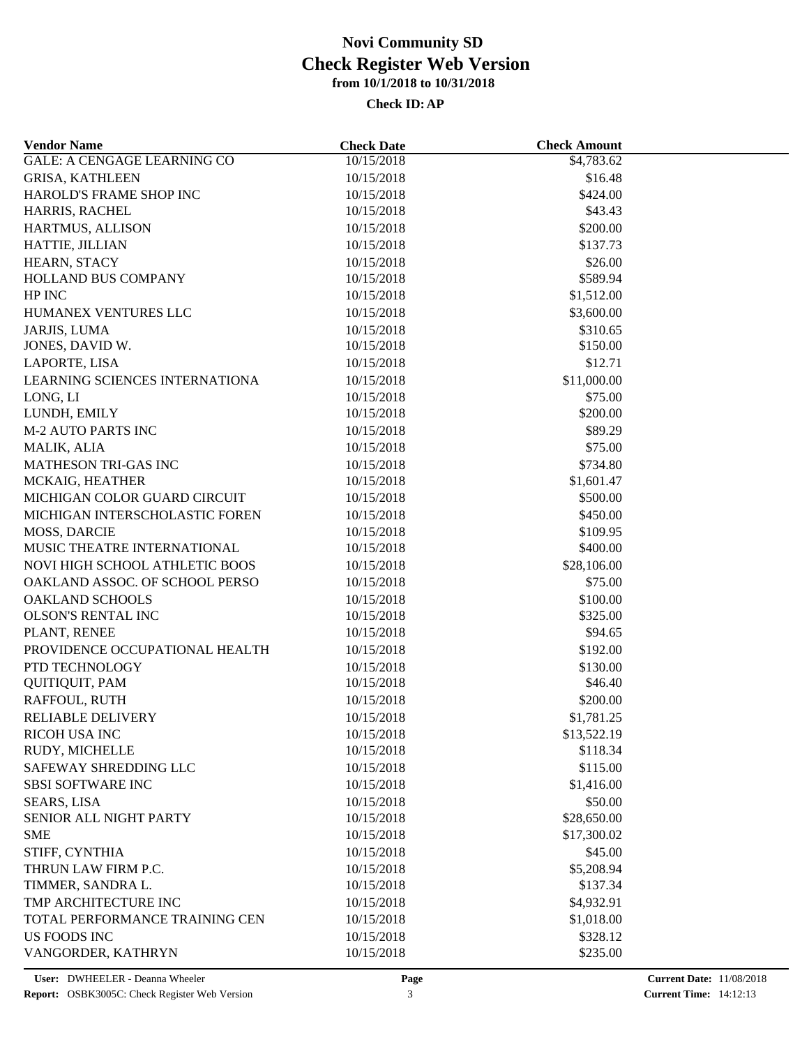# Novi Community SD

## Check Register Web Version

### from 10/1/2018 to 10/31/2018

**Check ID: AP**

| Vendor Name | Check Date | Check Amount |
|---|---|---|
| GALE: A CENGAGE LEARNING CO | 10/15/2018 | $4,783.62 |
| GRISA, KATHLEEN | 10/15/2018 | $16.48 |
| HAROLD'S FRAME SHOP INC | 10/15/2018 | $424.00 |
| HARRIS, RACHEL | 10/15/2018 | $43.43 |
| HARTMUS, ALLISON | 10/15/2018 | $200.00 |
| HATTIE, JILLIAN | 10/15/2018 | $137.73 |
| HEARN, STACY | 10/15/2018 | $26.00 |
| HOLLAND BUS COMPANY | 10/15/2018 | $589.94 |
| HP INC | 10/15/2018 | $1,512.00 |
| HUMANEX VENTURES LLC | 10/15/2018 | $3,600.00 |
| JARJIS, LUMA | 10/15/2018 | $310.65 |
| JONES, DAVID W. | 10/15/2018 | $150.00 |
| LAPORTE, LISA | 10/15/2018 | $12.71 |
| LEARNING SCIENCES INTERNATIONA | 10/15/2018 | $11,000.00 |
| LONG, LI | 10/15/2018 | $75.00 |
| LUNDH, EMILY | 10/15/2018 | $200.00 |
| M-2 AUTO PARTS INC | 10/15/2018 | $89.29 |
| MALIK, ALIA | 10/15/2018 | $75.00 |
| MATHESON TRI-GAS INC | 10/15/2018 | $734.80 |
| MCKAIG, HEATHER | 10/15/2018 | $1,601.47 |
| MICHIGAN COLOR GUARD CIRCUIT | 10/15/2018 | $500.00 |
| MICHIGAN INTERSCHOLASTIC FOREN | 10/15/2018 | $450.00 |
| MOSS, DARCIE | 10/15/2018 | $109.95 |
| MUSIC THEATRE INTERNATIONAL | 10/15/2018 | $400.00 |
| NOVI HIGH SCHOOL ATHLETIC BOOS | 10/15/2018 | $28,106.00 |
| OAKLAND ASSOC. OF SCHOOL PERSO | 10/15/2018 | $75.00 |
| OAKLAND SCHOOLS | 10/15/2018 | $100.00 |
| OLSON'S RENTAL INC | 10/15/2018 | $325.00 |
| PLANT, RENEE | 10/15/2018 | $94.65 |
| PROVIDENCE OCCUPATIONAL HEALTH | 10/15/2018 | $192.00 |
| PTD TECHNOLOGY | 10/15/2018 | $130.00 |
| QUITIQUIT, PAM | 10/15/2018 | $46.40 |
| RAFFOUL, RUTH | 10/15/2018 | $200.00 |
| RELIABLE DELIVERY | 10/15/2018 | $1,781.25 |
| RICOH USA INC | 10/15/2018 | $13,522.19 |
| RUDY, MICHELLE | 10/15/2018 | $118.34 |
| SAFEWAY SHREDDING LLC | 10/15/2018 | $115.00 |
| SBSI SOFTWARE INC | 10/15/2018 | $1,416.00 |
| SEARS, LISA | 10/15/2018 | $50.00 |
| SENIOR ALL NIGHT PARTY | 10/15/2018 | $28,650.00 |
| SME | 10/15/2018 | $17,300.02 |
| STIFF, CYNTHIA | 10/15/2018 | $45.00 |
| THRUN LAW FIRM P.C. | 10/15/2018 | $5,208.94 |
| TIMMER, SANDRA L. | 10/15/2018 | $137.34 |
| TMP ARCHITECTURE INC | 10/15/2018 | $4,932.91 |
| TOTAL PERFORMANCE TRAINING CEN | 10/15/2018 | $1,018.00 |
| US FOODS INC | 10/15/2018 | $328.12 |
| VANGORDER, KATHRYN | 10/15/2018 | $235.00 |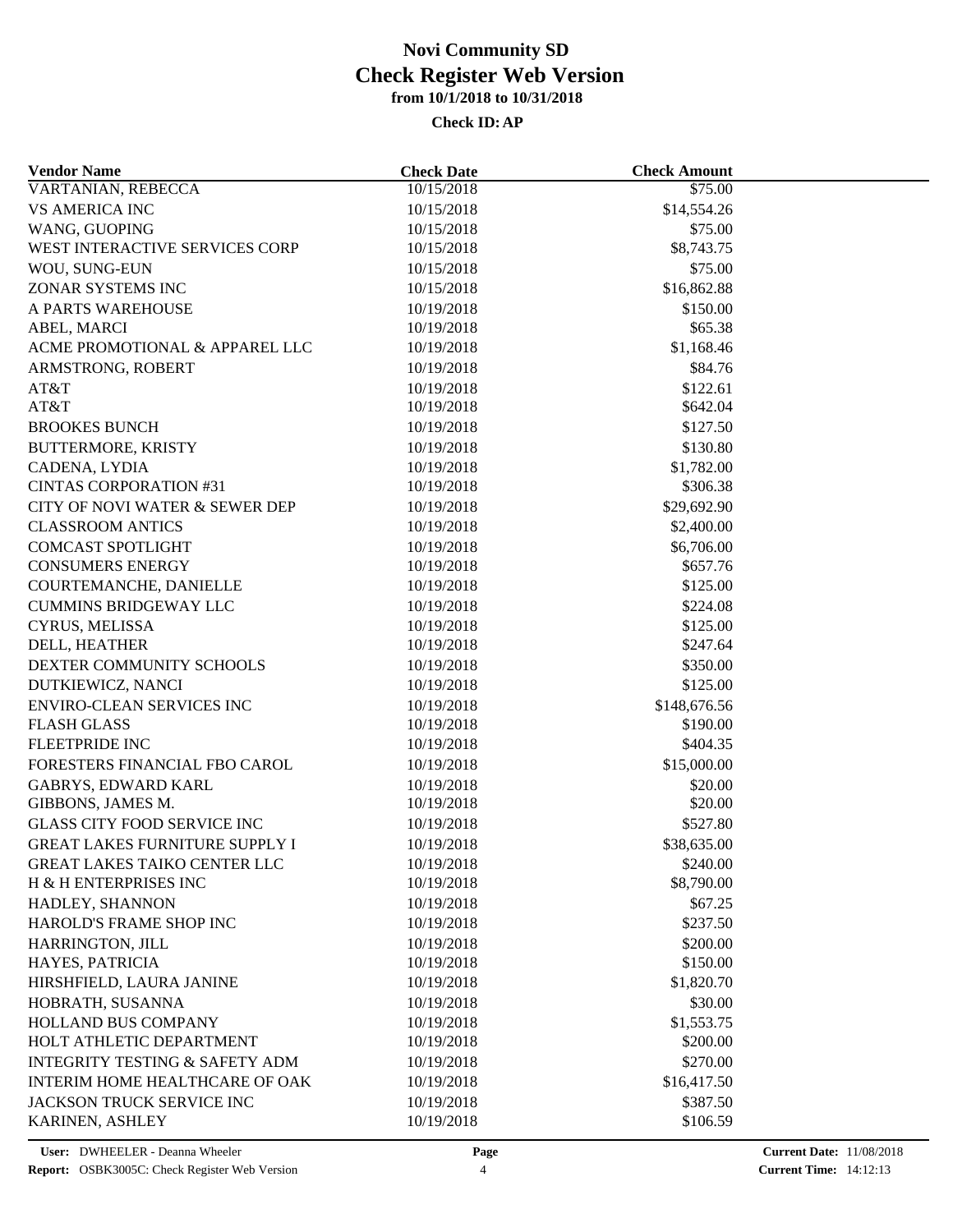# Novi Community SD
# Check Register Web Version
**from 10/1/2018 to 10/31/2018**

**Check ID: AP**

| Vendor Name | Check Date | Check Amount |
|---|---|---|
| VARTANIAN, REBECCA | 10/15/2018 | $75.00 |
| VS AMERICA INC | 10/15/2018 | $14,554.26 |
| WANG, GUOPING | 10/15/2018 | $75.00 |
| WEST INTERACTIVE SERVICES CORP | 10/15/2018 | $8,743.75 |
| WOU, SUNG-EUN | 10/15/2018 | $75.00 |
| ZONAR SYSTEMS INC | 10/15/2018 | $16,862.88 |
| A PARTS WAREHOUSE | 10/19/2018 | $150.00 |
| ABEL, MARCI | 10/19/2018 | $65.38 |
| ACME PROMOTIONAL & APPAREL LLC | 10/19/2018 | $1,168.46 |
| ARMSTRONG, ROBERT | 10/19/2018 | $84.76 |
| AT&T | 10/19/2018 | $122.61 |
| AT&T | 10/19/2018 | $642.04 |
| BROOKES BUNCH | 10/19/2018 | $127.50 |
| BUTTERMORE, KRISTY | 10/19/2018 | $130.80 |
| CADENA, LYDIA | 10/19/2018 | $1,782.00 |
| CINTAS CORPORATION #31 | 10/19/2018 | $306.38 |
| CITY OF NOVI WATER & SEWER DEP | 10/19/2018 | $29,692.90 |
| CLASSROOM ANTICS | 10/19/2018 | $2,400.00 |
| COMCAST SPOTLIGHT | 10/19/2018 | $6,706.00 |
| CONSUMERS ENERGY | 10/19/2018 | $657.76 |
| COURTEMANCHE, DANIELLE | 10/19/2018 | $125.00 |
| CUMMINS BRIDGEWAY LLC | 10/19/2018 | $224.08 |
| CYRUS, MELISSA | 10/19/2018 | $125.00 |
| DELL, HEATHER | 10/19/2018 | $247.64 |
| DEXTER COMMUNITY SCHOOLS | 10/19/2018 | $350.00 |
| DUTKIEWICZ, NANCI | 10/19/2018 | $125.00 |
| ENVIRO-CLEAN SERVICES INC | 10/19/2018 | $148,676.56 |
| FLASH GLASS | 10/19/2018 | $190.00 |
| FLEETPRIDE INC | 10/19/2018 | $404.35 |
| FORESTERS FINANCIAL FBO CAROL | 10/19/2018 | $15,000.00 |
| GABRYS, EDWARD KARL | 10/19/2018 | $20.00 |
| GIBBONS, JAMES M. | 10/19/2018 | $20.00 |
| GLASS CITY FOOD SERVICE INC | 10/19/2018 | $527.80 |
| GREAT LAKES FURNITURE SUPPLY I | 10/19/2018 | $38,635.00 |
| GREAT LAKES TAIKO CENTER LLC | 10/19/2018 | $240.00 |
| H & H ENTERPRISES INC | 10/19/2018 | $8,790.00 |
| HADLEY, SHANNON | 10/19/2018 | $67.25 |
| HAROLD'S FRAME SHOP INC | 10/19/2018 | $237.50 |
| HARRINGTON, JILL | 10/19/2018 | $200.00 |
| HAYES, PATRICIA | 10/19/2018 | $150.00 |
| HIRSHFIELD, LAURA JANINE | 10/19/2018 | $1,820.70 |
| HOBRATH, SUSANNA | 10/19/2018 | $30.00 |
| HOLLAND BUS COMPANY | 10/19/2018 | $1,553.75 |
| HOLT ATHLETIC DEPARTMENT | 10/19/2018 | $200.00 |
| INTEGRITY TESTING & SAFETY ADM | 10/19/2018 | $270.00 |
| INTERIM HOME HEALTHCARE OF OAK | 10/19/2018 | $16,417.50 |
| JACKSON TRUCK SERVICE INC | 10/19/2018 | $387.50 |
| KARINEN, ASHLEY | 10/19/2018 | $106.59 |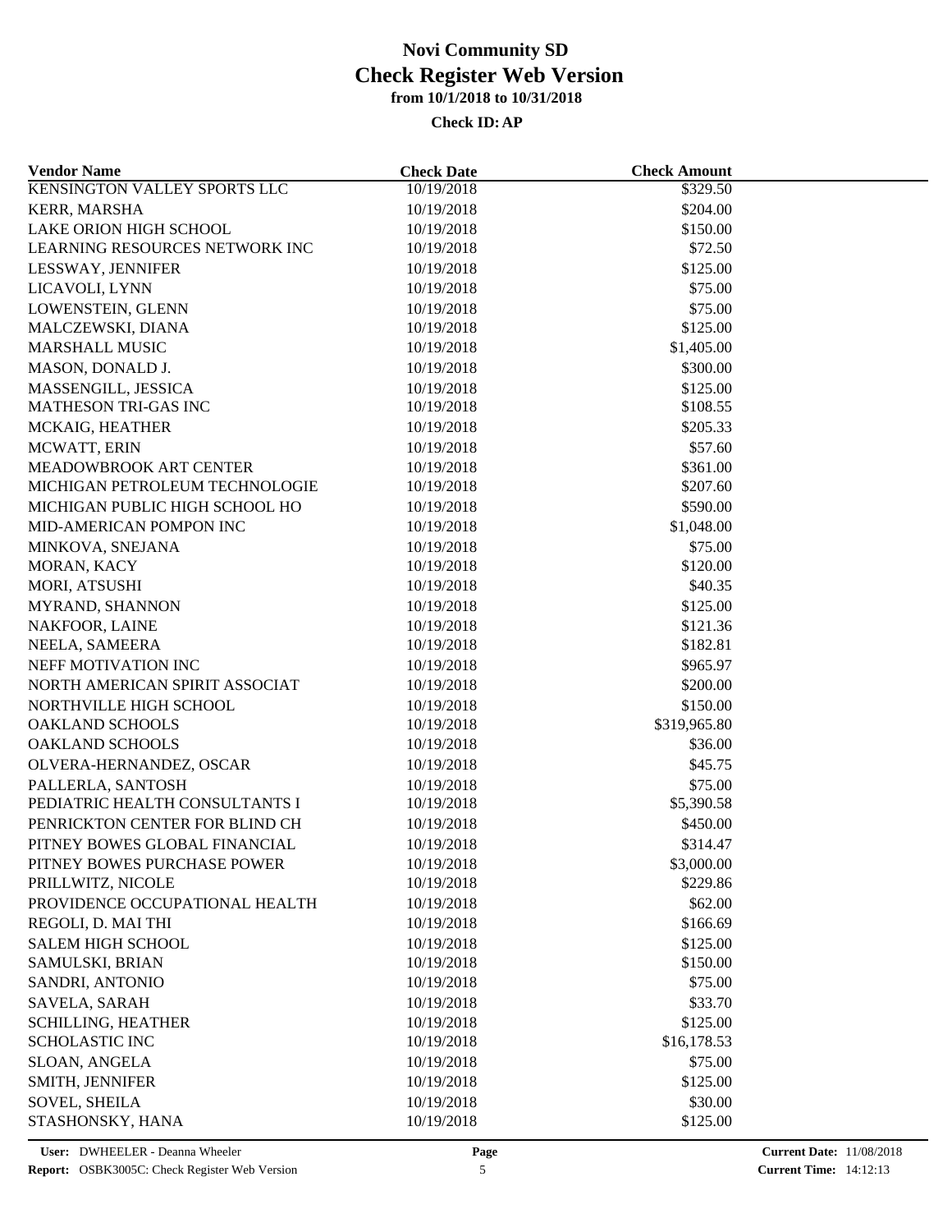# Novi Community SD
# Check Register Web Version
**from 10/1/2018 to 10/31/2018**

**Check ID: AP**

| Vendor Name | Check Date | Check Amount |
|---|---|---|
| KENSINGTON VALLEY SPORTS LLC | 10/19/2018 | $329.50 |
| KERR, MARSHA | 10/19/2018 | $204.00 |
| LAKE ORION HIGH SCHOOL | 10/19/2018 | $150.00 |
| LEARNING RESOURCES NETWORK INC | 10/19/2018 | $72.50 |
| LESSWAY, JENNIFER | 10/19/2018 | $125.00 |
| LICAVOLI, LYNN | 10/19/2018 | $75.00 |
| LOWENSTEIN, GLENN | 10/19/2018 | $75.00 |
| MALCZEWSKI, DIANA | 10/19/2018 | $125.00 |
| MARSHALL MUSIC | 10/19/2018 | $1,405.00 |
| MASON, DONALD J. | 10/19/2018 | $300.00 |
| MASSENGILL, JESSICA | 10/19/2018 | $125.00 |
| MATHESON TRI-GAS INC | 10/19/2018 | $108.55 |
| MCKAIG, HEATHER | 10/19/2018 | $205.33 |
| MCWATT, ERIN | 10/19/2018 | $57.60 |
| MEADOWBROOK ART CENTER | 10/19/2018 | $361.00 |
| MICHIGAN PETROLEUM TECHNOLOGIE | 10/19/2018 | $207.60 |
| MICHIGAN PUBLIC HIGH SCHOOL HO | 10/19/2018 | $590.00 |
| MID-AMERICAN POMPON INC | 10/19/2018 | $1,048.00 |
| MINKOVA, SNEJANA | 10/19/2018 | $75.00 |
| MORAN, KACY | 10/19/2018 | $120.00 |
| MORI, ATSUSHI | 10/19/2018 | $40.35 |
| MYRAND, SHANNON | 10/19/2018 | $125.00 |
| NAKFOOR, LAINE | 10/19/2018 | $121.36 |
| NEELA, SAMEERA | 10/19/2018 | $182.81 |
| NEFF MOTIVATION INC | 10/19/2018 | $965.97 |
| NORTH AMERICAN SPIRIT ASSOCIAT | 10/19/2018 | $200.00 |
| NORTHVILLE HIGH SCHOOL | 10/19/2018 | $150.00 |
| OAKLAND SCHOOLS | 10/19/2018 | $319,965.80 |
| OAKLAND SCHOOLS | 10/19/2018 | $36.00 |
| OLVERA-HERNANDEZ, OSCAR | 10/19/2018 | $45.75 |
| PALLERLA, SANTOSH | 10/19/2018 | $75.00 |
| PEDIATRIC HEALTH CONSULTANTS I | 10/19/2018 | $5,390.58 |
| PENRICKTON CENTER FOR BLIND CH | 10/19/2018 | $450.00 |
| PITNEY BOWES GLOBAL FINANCIAL | 10/19/2018 | $314.47 |
| PITNEY BOWES PURCHASE POWER | 10/19/2018 | $3,000.00 |
| PRILLWITZ, NICOLE | 10/19/2018 | $229.86 |
| PROVIDENCE OCCUPATIONAL HEALTH | 10/19/2018 | $62.00 |
| REGOLI, D. MAI THI | 10/19/2018 | $166.69 |
| SALEM HIGH SCHOOL | 10/19/2018 | $125.00 |
| SAMULSKI, BRIAN | 10/19/2018 | $150.00 |
| SANDRI, ANTONIO | 10/19/2018 | $75.00 |
| SAVELA, SARAH | 10/19/2018 | $33.70 |
| SCHILLING, HEATHER | 10/19/2018 | $125.00 |
| SCHOLASTIC INC | 10/19/2018 | $16,178.53 |
| SLOAN, ANGELA | 10/19/2018 | $75.00 |
| SMITH, JENNIFER | 10/19/2018 | $125.00 |
| SOVEL, SHEILA | 10/19/2018 | $30.00 |
| STASHONSKY, HANA | 10/19/2018 | $125.00 |

**User:** DWHEELER - Deanna Wheeler
**Report:** OSBK3005C: Check Register Web Version
**Current Date:** 11/08/2018
**Current Time:** 14:12:13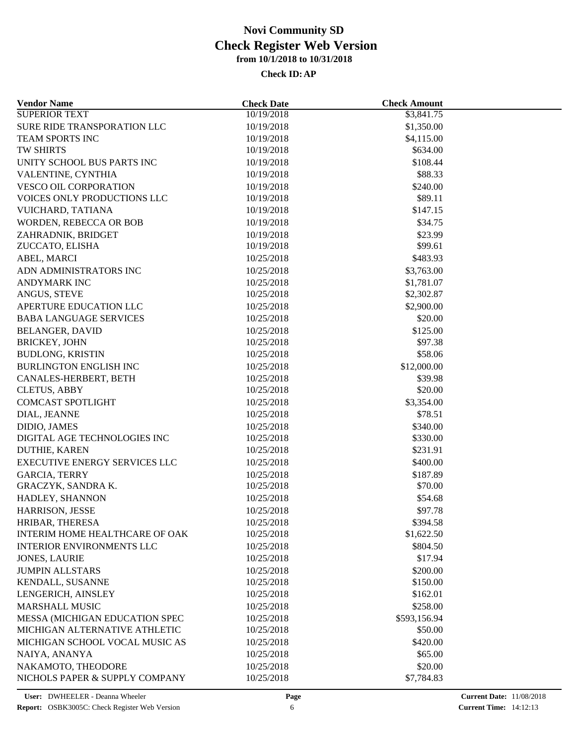# Novi Community SD
## Check Register Web Version
### from 10/1/2018 to 10/31/2018

**Check ID: AP**

| Vendor Name | Check Date | Check Amount |
|---|---|---|
| SUPERIOR TEXT | 10/19/2018 | $3,841.75 |
| SURE RIDE TRANSPORATION LLC | 10/19/2018 | $1,350.00 |
| TEAM SPORTS INC | 10/19/2018 | $4,115.00 |
| TW SHIRTS | 10/19/2018 | $634.00 |
| UNITY SCHOOL BUS PARTS INC | 10/19/2018 | $108.44 |
| VALENTINE, CYNTHIA | 10/19/2018 | $88.33 |
| VESCO OIL CORPORATION | 10/19/2018 | $240.00 |
| VOICES ONLY PRODUCTIONS LLC | 10/19/2018 | $89.11 |
| VUICHARD, TATIANA | 10/19/2018 | $147.15 |
| WORDEN, REBECCA OR BOB | 10/19/2018 | $34.75 |
| ZAHRADNIK, BRIDGET | 10/19/2018 | $23.99 |
| ZUCCATO, ELISHA | 10/19/2018 | $99.61 |
| ABEL, MARCI | 10/25/2018 | $483.93 |
| ADN ADMINISTRATORS INC | 10/25/2018 | $3,763.00 |
| ANDYMARK INC | 10/25/2018 | $1,781.07 |
| ANGUS, STEVE | 10/25/2018 | $2,302.87 |
| APERTURE EDUCATION LLC | 10/25/2018 | $2,900.00 |
| BABA LANGUAGE SERVICES | 10/25/2018 | $20.00 |
| BELANGER, DAVID | 10/25/2018 | $125.00 |
| BRICKEY, JOHN | 10/25/2018 | $97.38 |
| BUDLONG, KRISTIN | 10/25/2018 | $58.06 |
| BURLINGTON ENGLISH INC | 10/25/2018 | $12,000.00 |
| CANALES-HERBERT, BETH | 10/25/2018 | $39.98 |
| CLETUS, ABBY | 10/25/2018 | $20.00 |
| COMCAST SPOTLIGHT | 10/25/2018 | $3,354.00 |
| DIAL, JEANNE | 10/25/2018 | $78.51 |
| DIDIO, JAMES | 10/25/2018 | $340.00 |
| DIGITAL AGE TECHNOLOGIES INC | 10/25/2018 | $330.00 |
| DUTHIE, KAREN | 10/25/2018 | $231.91 |
| EXECUTIVE ENERGY SERVICES LLC | 10/25/2018 | $400.00 |
| GARCIA, TERRY | 10/25/2018 | $187.89 |
| GRACZYK, SANDRA K. | 10/25/2018 | $70.00 |
| HADLEY, SHANNON | 10/25/2018 | $54.68 |
| HARRISON, JESSE | 10/25/2018 | $97.78 |
| HRIBAR, THERESA | 10/25/2018 | $394.58 |
| INTERIM HOME HEALTHCARE OF OAK | 10/25/2018 | $1,622.50 |
| INTERIOR ENVIRONMENTS LLC | 10/25/2018 | $804.50 |
| JONES, LAURIE | 10/25/2018 | $17.94 |
| JUMPIN ALLSTARS | 10/25/2018 | $200.00 |
| KENDALL, SUSANNE | 10/25/2018 | $150.00 |
| LENGERICH, AINSLEY | 10/25/2018 | $162.01 |
| MARSHALL MUSIC | 10/25/2018 | $258.00 |
| MESSA (MICHIGAN EDUCATION SPEC | 10/25/2018 | $593,156.94 |
| MICHIGAN ALTERNATIVE ATHLETIC | 10/25/2018 | $50.00 |
| MICHIGAN SCHOOL VOCAL MUSIC AS | 10/25/2018 | $420.00 |
| NAIYA, ANANYA | 10/25/2018 | $65.00 |
| NAKAMOTO, THEODORE | 10/25/2018 | $20.00 |
| NICHOLS PAPER & SUPPLY COMPANY | 10/25/2018 | $7,784.83 |

**User:** DWHEELER - Deanna Wheeler
**Report:** OSBK3005C: Check Register Web Version
**Current Date:** 11/08/2018
**Current Time:** 14:12:13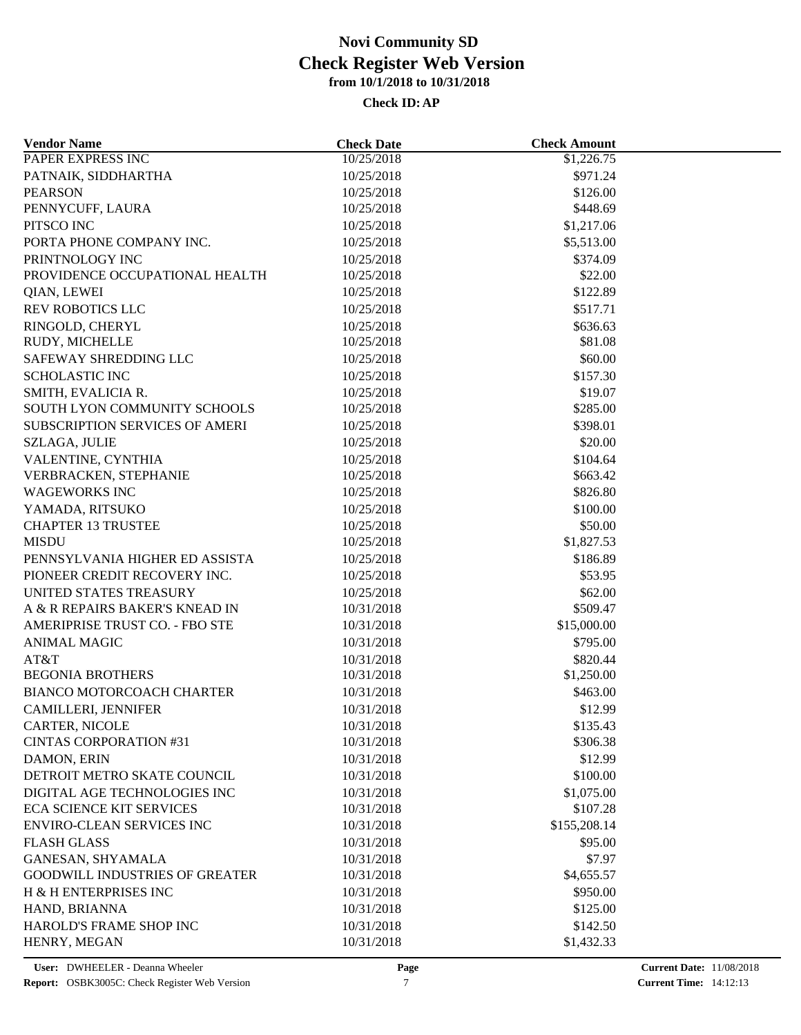# Novi Community SD
# Check Register Web Version
### from 10/1/2018 to 10/31/2018

**Check ID: AP**

| Vendor Name | Check Date | Check Amount |
|---|---|---|
| PAPER EXPRESS INC | 10/25/2018 | $1,226.75 |
| PATNAIK, SIDDHARTHA | 10/25/2018 | $971.24 |
| PEARSON | 10/25/2018 | $126.00 |
| PENNYCUFF, LAURA | 10/25/2018 | $448.69 |
| PITSCO INC | 10/25/2018 | $1,217.06 |
| PORTA PHONE COMPANY INC. | 10/25/2018 | $5,513.00 |
| PRINTNOLOGY INC | 10/25/2018 | $374.09 |
| PROVIDENCE OCCUPATIONAL HEALTH | 10/25/2018 | $22.00 |
| QIAN, LEWEI | 10/25/2018 | $122.89 |
| REV ROBOTICS LLC | 10/25/2018 | $517.71 |
| RINGOLD, CHERYL | 10/25/2018 | $636.63 |
| RUDY, MICHELLE | 10/25/2018 | $81.08 |
| SAFEWAY SHREDDING LLC | 10/25/2018 | $60.00 |
| SCHOLASTIC INC | 10/25/2018 | $157.30 |
| SMITH, EVALICIA R. | 10/25/2018 | $19.07 |
| SOUTH LYON COMMUNITY SCHOOLS | 10/25/2018 | $285.00 |
| SUBSCRIPTION SERVICES OF AMERI | 10/25/2018 | $398.01 |
| SZLAGA, JULIE | 10/25/2018 | $20.00 |
| VALENTINE, CYNTHIA | 10/25/2018 | $104.64 |
| VERBRACKEN, STEPHANIE | 10/25/2018 | $663.42 |
| WAGEWORKS INC | 10/25/2018 | $826.80 |
| YAMADA, RITSUKO | 10/25/2018 | $100.00 |
| CHAPTER 13 TRUSTEE | 10/25/2018 | $50.00 |
| MISDU | 10/25/2018 | $1,827.53 |
| PENNSYLVANIA HIGHER ED ASSISTA | 10/25/2018 | $186.89 |
| PIONEER CREDIT RECOVERY INC. | 10/25/2018 | $53.95 |
| UNITED STATES TREASURY | 10/25/2018 | $62.00 |
| A & R REPAIRS BAKER'S KNEAD IN | 10/31/2018 | $509.47 |
| AMERIPRISE TRUST CO. - FBO STE | 10/31/2018 | $15,000.00 |
| ANIMAL MAGIC | 10/31/2018 | $795.00 |
| AT&T | 10/31/2018 | $820.44 |
| BEGONIA BROTHERS | 10/31/2018 | $1,250.00 |
| BIANCO MOTORCOACH CHARTER | 10/31/2018 | $463.00 |
| CAMILLERI, JENNIFER | 10/31/2018 | $12.99 |
| CARTER, NICOLE | 10/31/2018 | $135.43 |
| CINTAS CORPORATION #31 | 10/31/2018 | $306.38 |
| DAMON, ERIN | 10/31/2018 | $12.99 |
| DETROIT METRO SKATE COUNCIL | 10/31/2018 | $100.00 |
| DIGITAL AGE TECHNOLOGIES INC | 10/31/2018 | $1,075.00 |
| ECA SCIENCE KIT SERVICES | 10/31/2018 | $107.28 |
| ENVIRO-CLEAN SERVICES INC | 10/31/2018 | $155,208.14 |
| FLASH GLASS | 10/31/2018 | $95.00 |
| GANESAN, SHYAMALA | 10/31/2018 | $7.97 |
| GOODWILL INDUSTRIES OF GREATER | 10/31/2018 | $4,655.57 |
| H & H ENTERPRISES INC | 10/31/2018 | $950.00 |
| HAND, BRIANNA | 10/31/2018 | $125.00 |
| HAROLD'S FRAME SHOP INC | 10/31/2018 | $142.50 |
| HENRY, MEGAN | 10/31/2018 | $1,432.33 |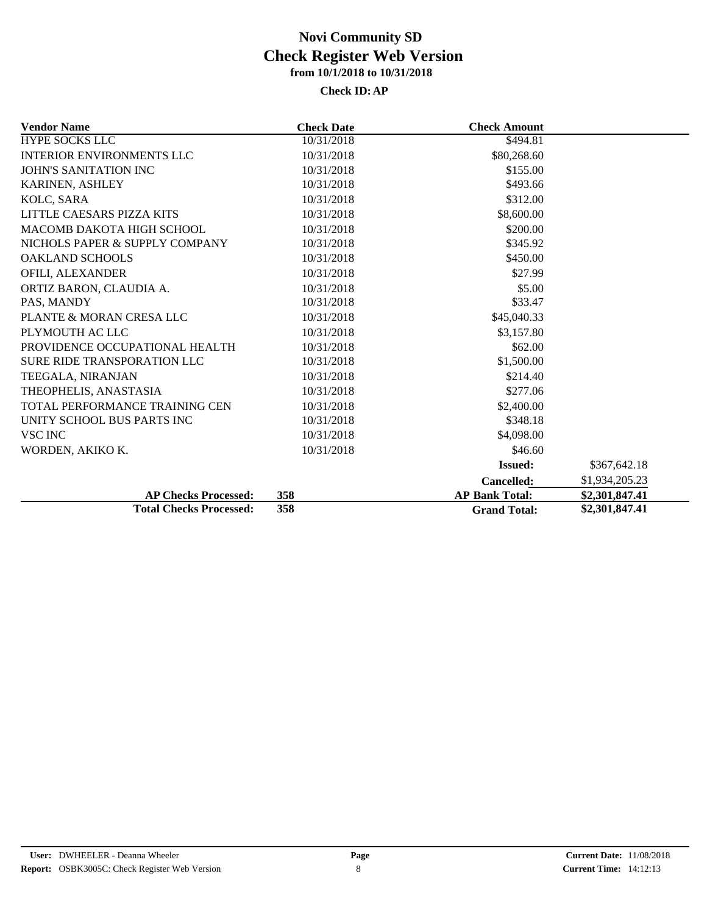# Novi Community SD
## Check Register Web Version
### from 10/1/2018 to 10/31/2018

**Check ID: AP**

| Vendor Name | Check Date | Check Amount | |
|---|---|---|---|
| HYPE SOCKS LLC | 10/31/2018 | $494.81 | |
| INTERIOR ENVIRONMENTS LLC | 10/31/2018 | $80,268.60 | |
| JOHN'S SANITATION INC | 10/31/2018 | $155.00 | |
| KARINEN, ASHLEY | 10/31/2018 | $493.66 | |
| KOLC, SARA | 10/31/2018 | $312.00 | |
| LITTLE CAESARS PIZZA KITS | 10/31/2018 | $8,600.00 | |
| MACOMB DAKOTA HIGH SCHOOL | 10/31/2018 | $200.00 | |
| NICHOLS PAPER & SUPPLY COMPANY | 10/31/2018 | $345.92 | |
| OAKLAND SCHOOLS | 10/31/2018 | $450.00 | |
| OFILI, ALEXANDER | 10/31/2018 | $27.99 | |
| ORTIZ BARON, CLAUDIA A. | 10/31/2018 | $5.00 | |
| PAS, MANDY | 10/31/2018 | $33.47 | |
| PLANTE & MORAN CRESA LLC | 10/31/2018 | $45,040.33 | |
| PLYMOUTH AC LLC | 10/31/2018 | $3,157.80 | |
| PROVIDENCE OCCUPATIONAL HEALTH | 10/31/2018 | $62.00 | |
| SURE RIDE TRANSPORATION LLC | 10/31/2018 | $1,500.00 | |
| TEEGALA, NIRANJAN | 10/31/2018 | $214.40 | |
| THEOPHELIS, ANASTASIA | 10/31/2018 | $277.06 | |
| TOTAL PERFORMANCE TRAINING CEN | 10/31/2018 | $2,400.00 | |
| UNITY SCHOOL BUS PARTS INC | 10/31/2018 | $348.18 | |
| VSC INC | 10/31/2018 | $4,098.00 | |
| WORDEN, AKIKO K. | 10/31/2018 | $46.60 | |
| | | **Issued:** | $367,642.18 |
| | | **Cancelled:** | $1,934,205.23 |
| **AP Checks Processed:** | **358** | **AP Bank Total:** | **$2,301,847.41** |
| **Total Checks Processed:** | **358** | **Grand Total:** | **$2,301,847.41** |

**User:** DWHEELER - Deanna Wheeler
**Report:** OSBK3005C: Check Register Web Version
**Current Date:** 11/08/2018
**Current Time:** 14:12:13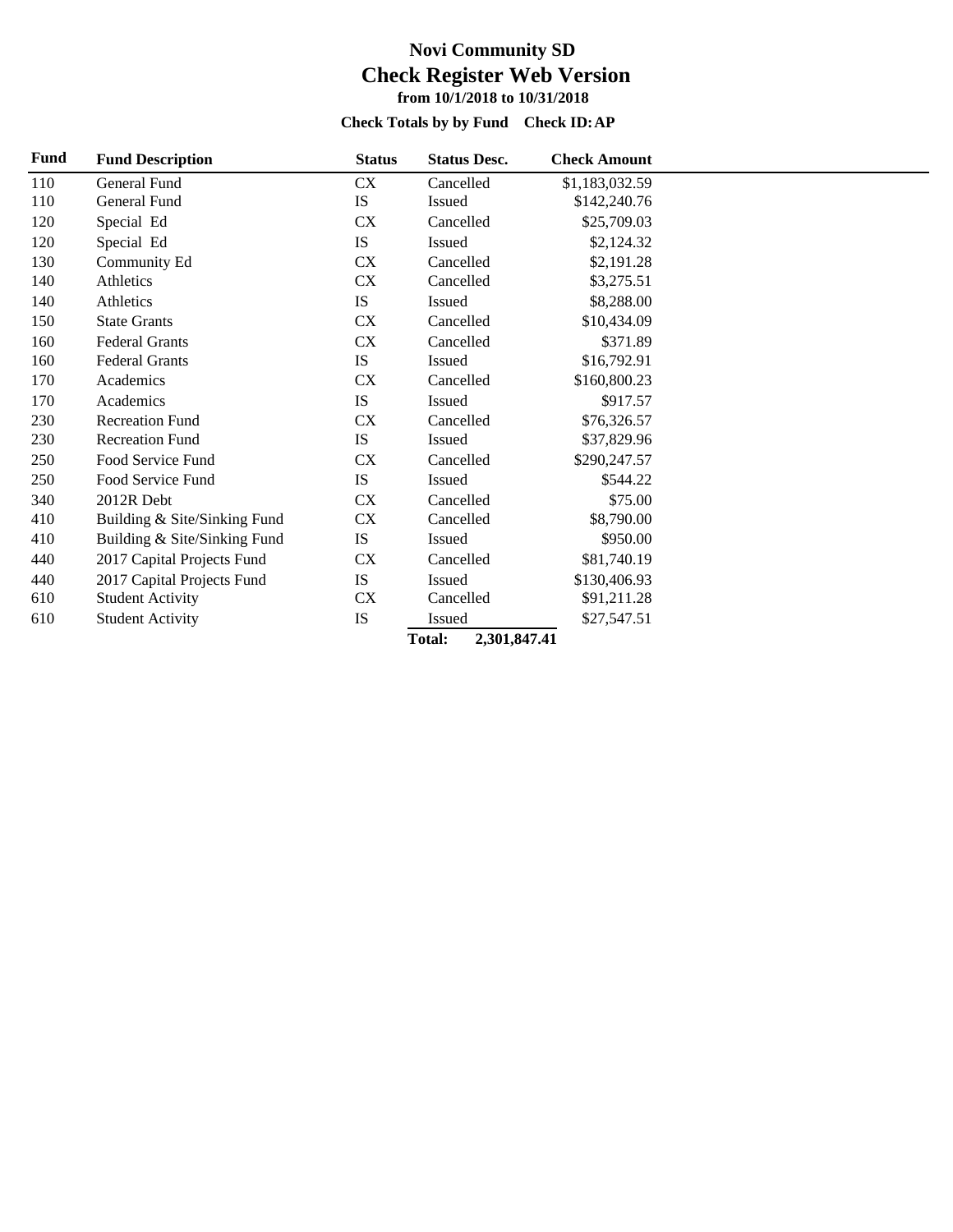# Novi Community SD

## Check Register Web Version

**from 10/1/2018 to 10/31/2018**

**Check Totals by by Fund Check ID: AP**

| Fund | Fund Description | Status | Status Desc. | Check Amount |
|---|---|---|---|---|
| 110 | General Fund | CX | Cancelled | $1,183,032.59 |
| 110 | General Fund | IS | Issued | $142,240.76 |
| 120 | Special Ed | CX | Cancelled | $25,709.03 |
| 120 | Special Ed | IS | Issued | $2,124.32 |
| 130 | Community Ed | CX | Cancelled | $2,191.28 |
| 140 | Athletics | CX | Cancelled | $3,275.51 |
| 140 | Athletics | IS | Issued | $8,288.00 |
| 150 | State Grants | CX | Cancelled | $10,434.09 |
| 160 | Federal Grants | CX | Cancelled | $371.89 |
| 160 | Federal Grants | IS | Issued | $16,792.91 |
| 170 | Academics | CX | Cancelled | $160,800.23 |
| 170 | Academics | IS | Issued | $917.57 |
| 230 | Recreation Fund | CX | Cancelled | $76,326.57 |
| 230 | Recreation Fund | IS | Issued | $37,829.96 |
| 250 | Food Service Fund | CX | Cancelled | $290,247.57 |
| 250 | Food Service Fund | IS | Issued | $544.22 |
| 340 | 2012R Debt | CX | Cancelled | $75.00 |
| 410 | Building & Site/Sinking Fund | CX | Cancelled | $8,790.00 |
| 410 | Building & Site/Sinking Fund | IS | Issued | $950.00 |
| 440 | 2017 Capital Projects Fund | CX | Cancelled | $81,740.19 |
| 440 | 2017 Capital Projects Fund | IS | Issued | $130,406.93 |
| 610 | Student Activity | CX | Cancelled | $91,211.28 |
| 610 | Student Activity | IS | Issued | $27,547.51 |
| | | | **Total:** | **2,301,847.41** |